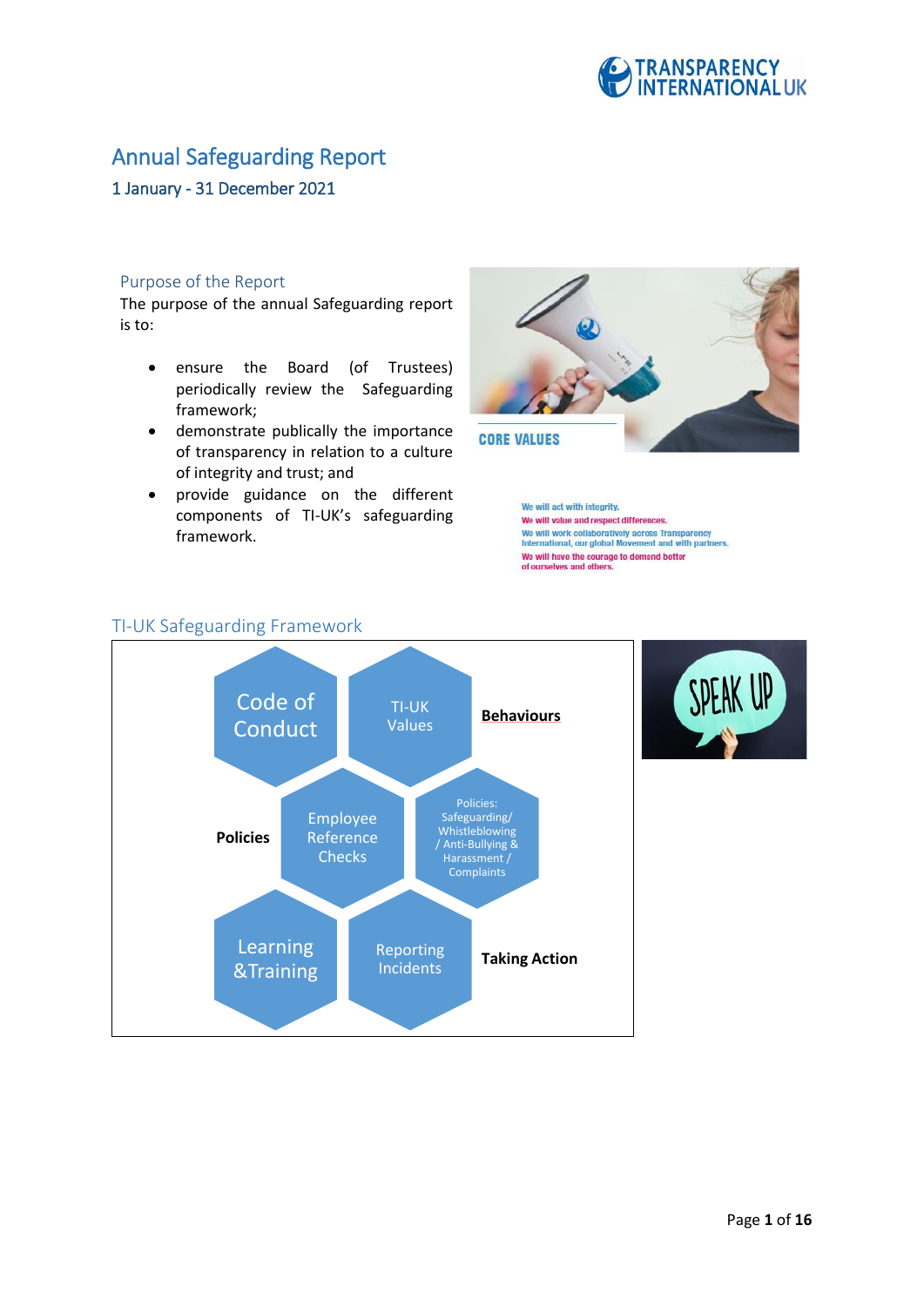# Annual Safeguarding Report

1 January - 31 December 2021

## Purpose of the Report

The purpose of the annual Safeguarding report is to:

- ensure the Board (of Trustees) periodically review the Safeguarding framework;
- demonstrate publically the importance of transparency in relation to a culture of integrity and trust; and
- provide guidance on the different components of TI-UK's safeguarding framework.

CORE VALUES

We will act with integrity.
We will value and respect differences.
We will work collaboratively across Transparency International, our global Movement and with partners.
We will have the courage to demand better of ourselves and others.

## TI-UK Safeguarding Framework

**Behaviours**
- Code of Conduct
- TI-UK Values

**Policies**
- Employee Reference Checks
- Policies: Safeguarding/ Whistleblowing / Anti-Bullying & Harassment / Complaints

**Taking Action**
- Learning & Training
- Reporting Incidents

SPEAK UP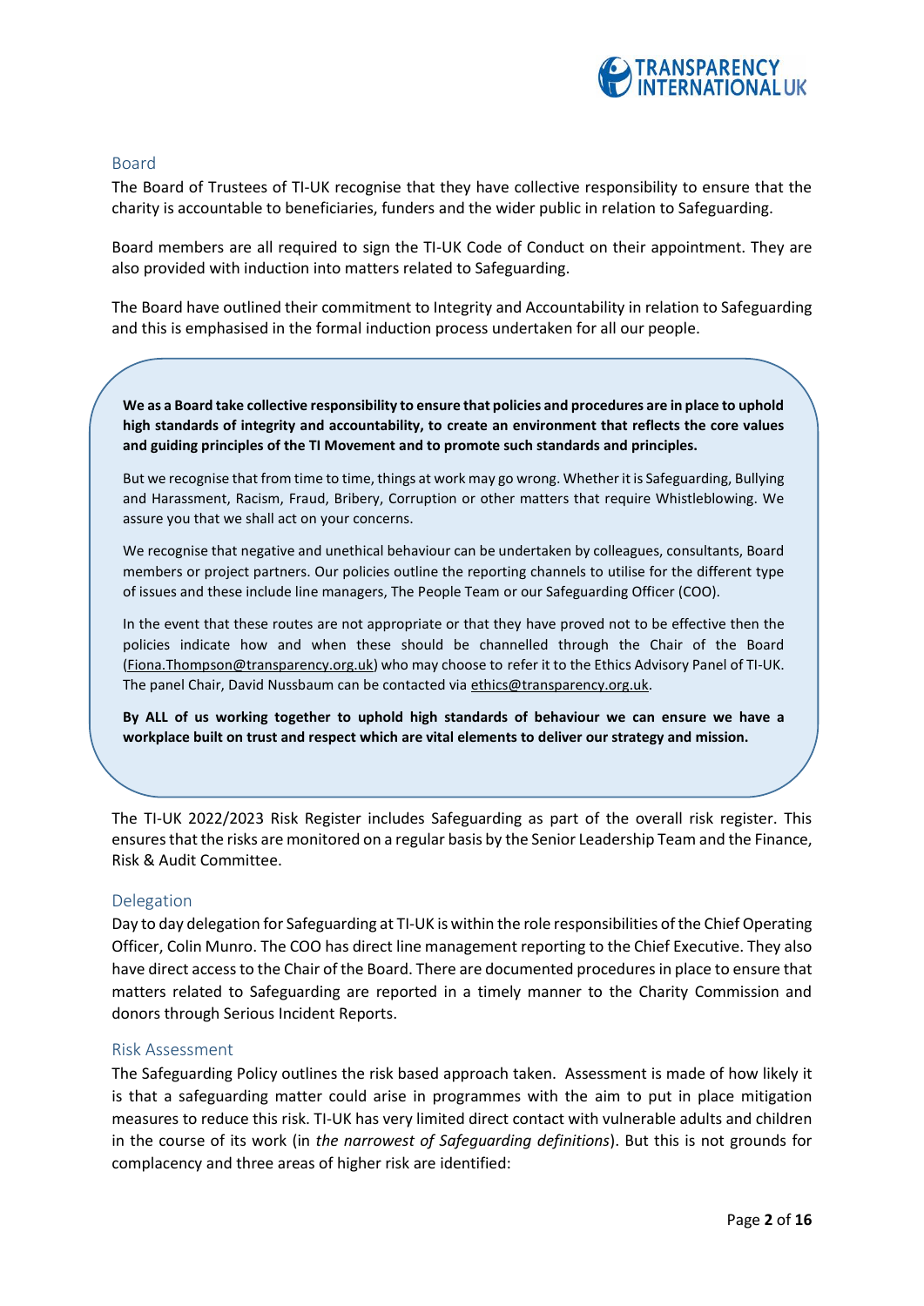## Board

The Board of Trustees of TI-UK recognise that they have collective responsibility to ensure that the charity is accountable to beneficiaries, funders and the wider public in relation to Safeguarding.

Board members are all required to sign the TI-UK Code of Conduct on their appointment. They are also provided with induction into matters related to Safeguarding.

The Board have outlined their commitment to Integrity and Accountability in relation to Safeguarding and this is emphasised in the formal induction process undertaken for all our people.

**We as a Board take collective responsibility to ensure that policies and procedures are in place to uphold high standards of integrity and accountability, to create an environment that reflects the core values and guiding principles of the TI Movement and to promote such standards and principles.**

But we recognise that from time to time, things at work may go wrong. Whether it is Safeguarding, Bullying and Harassment, Racism, Fraud, Bribery, Corruption or other matters that require Whistleblowing. We assure you that we shall act on your concerns.

We recognise that negative and unethical behaviour can be undertaken by colleagues, consultants, Board members or project partners. Our policies outline the reporting channels to utilise for the different type of issues and these include line managers, The People Team or our Safeguarding Officer (COO).

In the event that these routes are not appropriate or that they have proved not to be effective then the policies indicate how and when these should be channelled through the Chair of the Board (Fiona.Thompson@transparency.org.uk) who may choose to refer it to the Ethics Advisory Panel of TI-UK. The panel Chair, David Nussbaum can be contacted via ethics@transparency.org.uk.

**By ALL of us working together to uphold high standards of behaviour we can ensure we have a workplace built on trust and respect which are vital elements to deliver our strategy and mission.**

The TI-UK 2022/2023 Risk Register includes Safeguarding as part of the overall risk register. This ensures that the risks are monitored on a regular basis by the Senior Leadership Team and the Finance, Risk & Audit Committee.

## Delegation

Day to day delegation for Safeguarding at TI-UK is within the role responsibilities of the Chief Operating Officer, Colin Munro. The COO has direct line management reporting to the Chief Executive. They also have direct access to the Chair of the Board. There are documented procedures in place to ensure that matters related to Safeguarding are reported in a timely manner to the Charity Commission and donors through Serious Incident Reports.

## Risk Assessment

The Safeguarding Policy outlines the risk based approach taken. Assessment is made of how likely it is that a safeguarding matter could arise in programmes with the aim to put in place mitigation measures to reduce this risk. TI-UK has very limited direct contact with vulnerable adults and children in the course of its work (in *the narrowest of Safeguarding definitions*). But this is not grounds for complacency and three areas of higher risk are identified: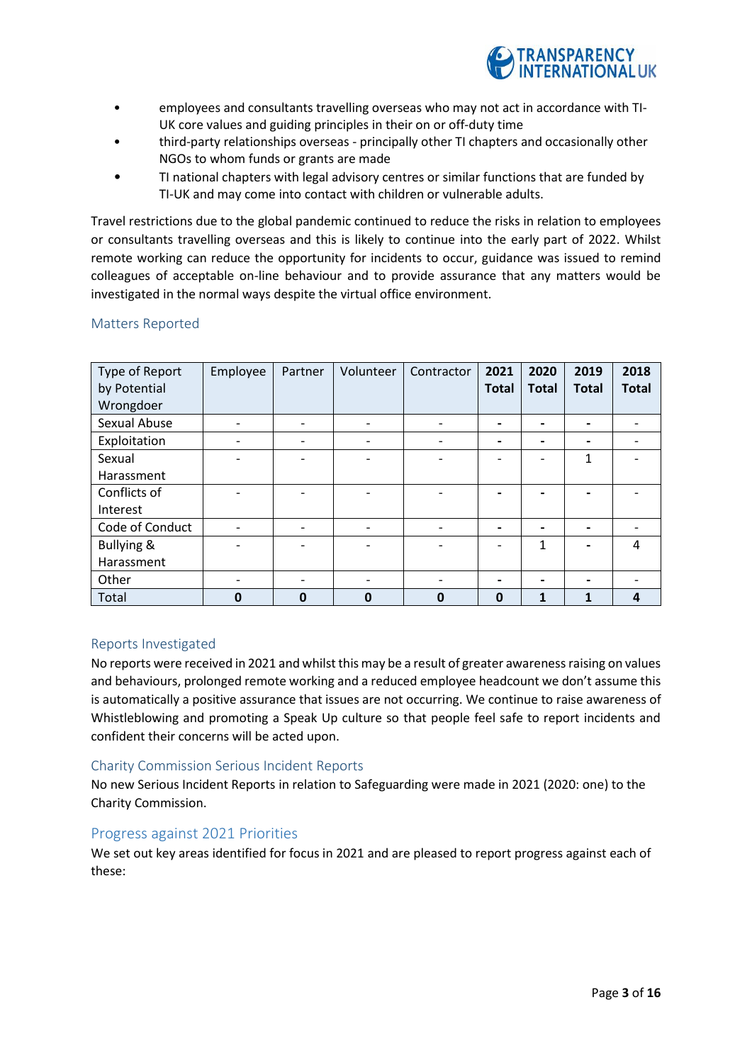- employees and consultants travelling overseas who may not act in accordance with TI-UK core values and guiding principles in their on or off-duty time
- third-party relationships overseas - principally other TI chapters and occasionally other NGOs to whom funds or grants are made
- TI national chapters with legal advisory centres or similar functions that are funded by TI-UK and may come into contact with children or vulnerable adults.

Travel restrictions due to the global pandemic continued to reduce the risks in relation to employees or consultants travelling overseas and this is likely to continue into the early part of 2022. Whilst remote working can reduce the opportunity for incidents to occur, guidance was issued to remind colleagues of acceptable on-line behaviour and to provide assurance that any matters would be investigated in the normal ways despite the virtual office environment.

### Matters Reported

| Type of Report by Potential Wrongdoer | Employee | Partner | Volunteer | Contractor | **2021 Total** | **2020 Total** | **2019 Total** | **2018 Total** |
|---|---|---|---|---|---|---|---|---|
| Sexual Abuse | - | - | - | - | **-** | **-** | **-** | - |
| Exploitation | - | - | - | - | **-** | **-** | **-** | - |
| Sexual Harassment | - | - | - | - | - | - | 1 | - |
| Conflicts of Interest | - | - | - | - | **-** | **-** | **-** | - |
| Code of Conduct | - | - | - | - | **-** | **-** | **-** | - |
| Bullying & Harassment | - | - | - | - | - | 1 | **-** | 4 |
| Other | - | - | - | - | **-** | **-** | **-** | - |
| Total | **0** | **0** | **0** | **0** | **0** | **1** | **1** | **4** |

### Reports Investigated

No reports were received in 2021 and whilst this may be a result of greater awareness raising on values and behaviours, prolonged remote working and a reduced employee headcount we don't assume this is automatically a positive assurance that issues are not occurring. We continue to raise awareness of Whistleblowing and promoting a Speak Up culture so that people feel safe to report incidents and confident their concerns will be acted upon.

### Charity Commission Serious Incident Reports

No new Serious Incident Reports in relation to Safeguarding were made in 2021 (2020: one) to the Charity Commission.

### Progress against 2021 Priorities

We set out key areas identified for focus in 2021 and are pleased to report progress against each of these: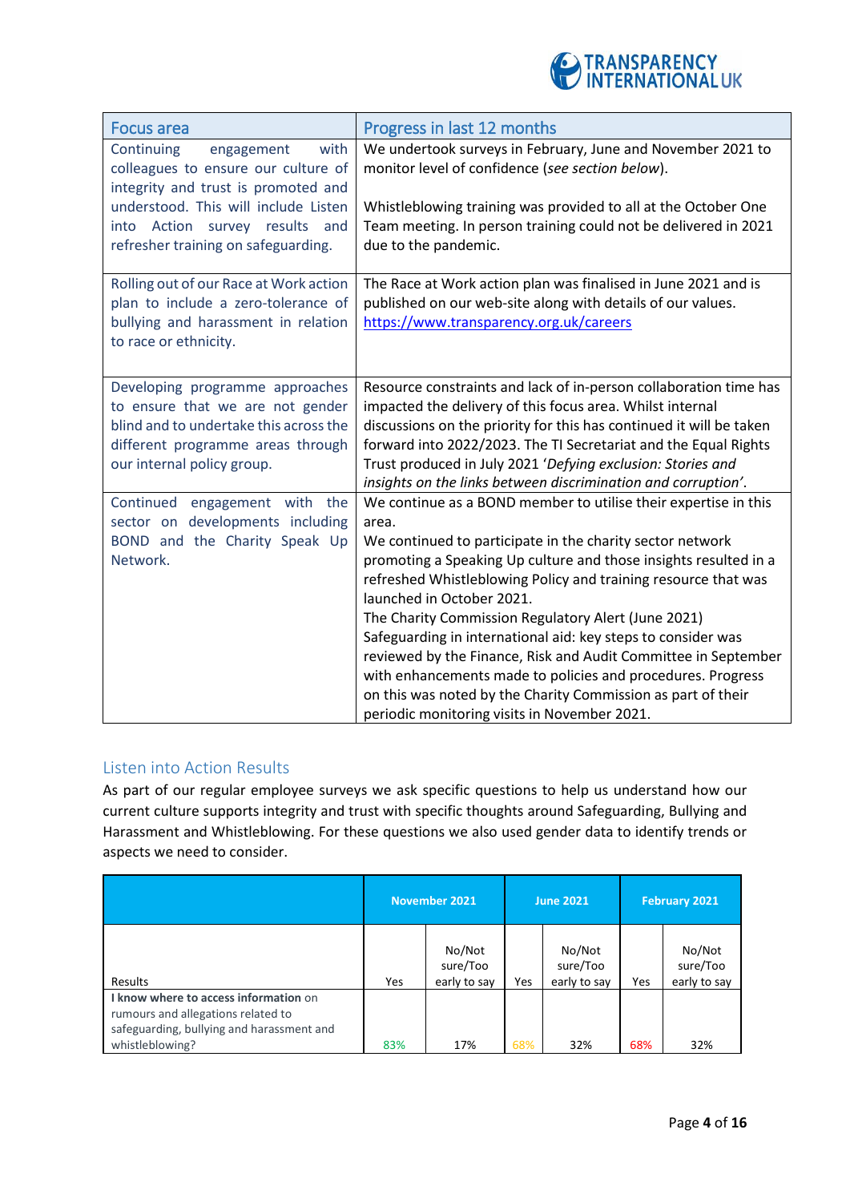| Focus area | Progress in last 12 months |
|---|---|
| Continuing engagement with colleagues to ensure our culture of integrity and trust is promoted and understood. This will include Listen into Action survey results and refresher training on safeguarding. | We undertook surveys in February, June and November 2021 to monitor level of confidence (*see section below*).<br><br>Whistleblowing training was provided to all at the October One Team meeting. In person training could not be delivered in 2021 due to the pandemic. |
| Rolling out of our Race at Work action plan to include a zero-tolerance of bullying and harassment in relation to race or ethnicity. | The Race at Work action plan was finalised in June 2021 and is published on our web-site along with details of our values. https://www.transparency.org.uk/careers |
| Developing programme approaches to ensure that we are not gender blind and to undertake this across the different programme areas through our internal policy group. | Resource constraints and lack of in-person collaboration time has impacted the delivery of this focus area. Whilst internal discussions on the priority for this has continued it will be taken forward into 2022/2023. The TI Secretariat and the Equal Rights Trust produced in July 2021 '*Defying exclusion: Stories and insights on the links between discrimination and corruption*'. |
| Continued engagement with the sector on developments including BOND and the Charity Speak Up Network. | We continue as a BOND member to utilise their expertise in this area.<br>We continued to participate in the charity sector network promoting a Speaking Up culture and those insights resulted in a refreshed Whistleblowing Policy and training resource that was launched in October 2021.<br>The Charity Commission Regulatory Alert (June 2021) Safeguarding in international aid: key steps to consider was reviewed by the Finance, Risk and Audit Committee in September with enhancements made to policies and procedures. Progress on this was noted by the Charity Commission as part of their periodic monitoring visits in November 2021. |

## Listen into Action Results

As part of our regular employee surveys we ask specific questions to help us understand how our current culture supports integrity and trust with specific thoughts around Safeguarding, Bullying and Harassment and Whistleblowing. For these questions we also used gender data to identify trends or aspects we need to consider.

| | **November 2021** | | **June 2021** | | **February 2021** | |
|---|---|---|---|---|---|---|
| Results | Yes | No/Not sure/Too early to say | Yes | No/Not sure/Too early to say | Yes | No/Not sure/Too early to say |
| **I know where to access information** on rumours and allegations related to safeguarding, bullying and harassment and whistleblowing? | 83% | 17% | 68% | 32% | 68% | 32% |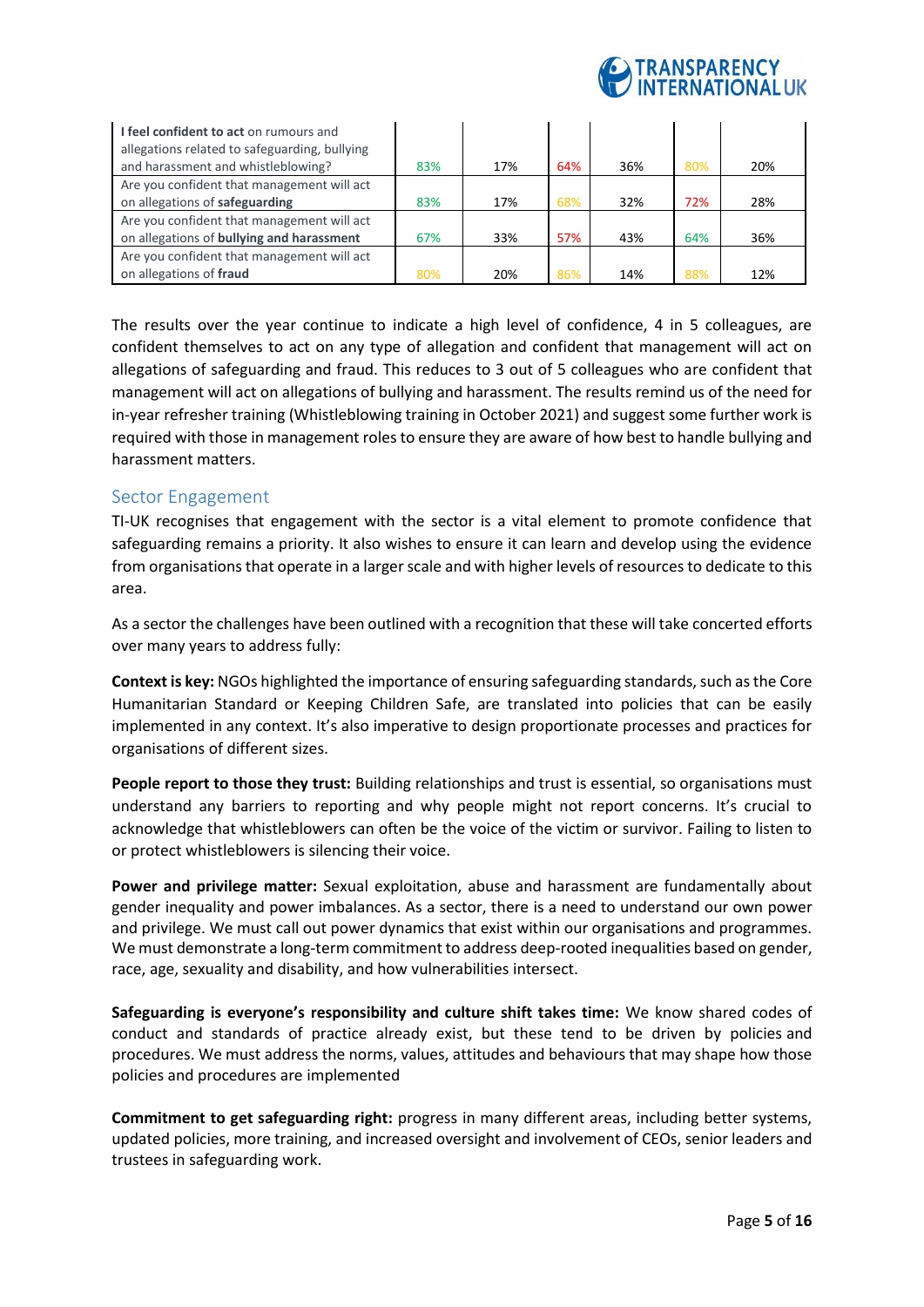| | | | | | | |
|---|---|---|---|---|---|---|
| **I feel confident to act** on rumours and allegations related to safeguarding, bullying and harassment and whistleblowing? | 83% | 17% | 64% | 36% | 80% | 20% |
| Are you confident that management will act on allegations of **safeguarding** | 83% | 17% | 68% | 32% | 72% | 28% |
| Are you confident that management will act on allegations of **bullying and harassment** | 67% | 33% | 57% | 43% | 64% | 36% |
| Are you confident that management will act on allegations of **fraud** | 80% | 20% | 86% | 14% | 88% | 12% |

The results over the year continue to indicate a high level of confidence, 4 in 5 colleagues, are confident themselves to act on any type of allegation and confident that management will act on allegations of safeguarding and fraud. This reduces to 3 out of 5 colleagues who are confident that management will act on allegations of bullying and harassment. The results remind us of the need for in-year refresher training (Whistleblowing training in October 2021) and suggest some further work is required with those in management roles to ensure they are aware of how best to handle bullying and harassment matters.

## Sector Engagement

TI-UK recognises that engagement with the sector is a vital element to promote confidence that safeguarding remains a priority. It also wishes to ensure it can learn and develop using the evidence from organisations that operate in a larger scale and with higher levels of resources to dedicate to this area.

As a sector the challenges have been outlined with a recognition that these will take concerted efforts over many years to address fully:

**Context is key:** NGOs highlighted the importance of ensuring safeguarding standards, such as the Core Humanitarian Standard or Keeping Children Safe, are translated into policies that can be easily implemented in any context. It's also imperative to design proportionate processes and practices for organisations of different sizes.

**People report to those they trust:** Building relationships and trust is essential, so organisations must understand any barriers to reporting and why people might not report concerns. It's crucial to acknowledge that whistleblowers can often be the voice of the victim or survivor. Failing to listen to or protect whistleblowers is silencing their voice.

**Power and privilege matter:** Sexual exploitation, abuse and harassment are fundamentally about gender inequality and power imbalances. As a sector, there is a need to understand our own power and privilege. We must call out power dynamics that exist within our organisations and programmes. We must demonstrate a long-term commitment to address deep-rooted inequalities based on gender, race, age, sexuality and disability, and how vulnerabilities intersect.

**Safeguarding is everyone's responsibility and culture shift takes time:** We know shared codes of conduct and standards of practice already exist, but these tend to be driven by policies and procedures. We must address the norms, values, attitudes and behaviours that may shape how those policies and procedures are implemented

**Commitment to get safeguarding right:** progress in many different areas, including better systems, updated policies, more training, and increased oversight and involvement of CEOs, senior leaders and trustees in safeguarding work.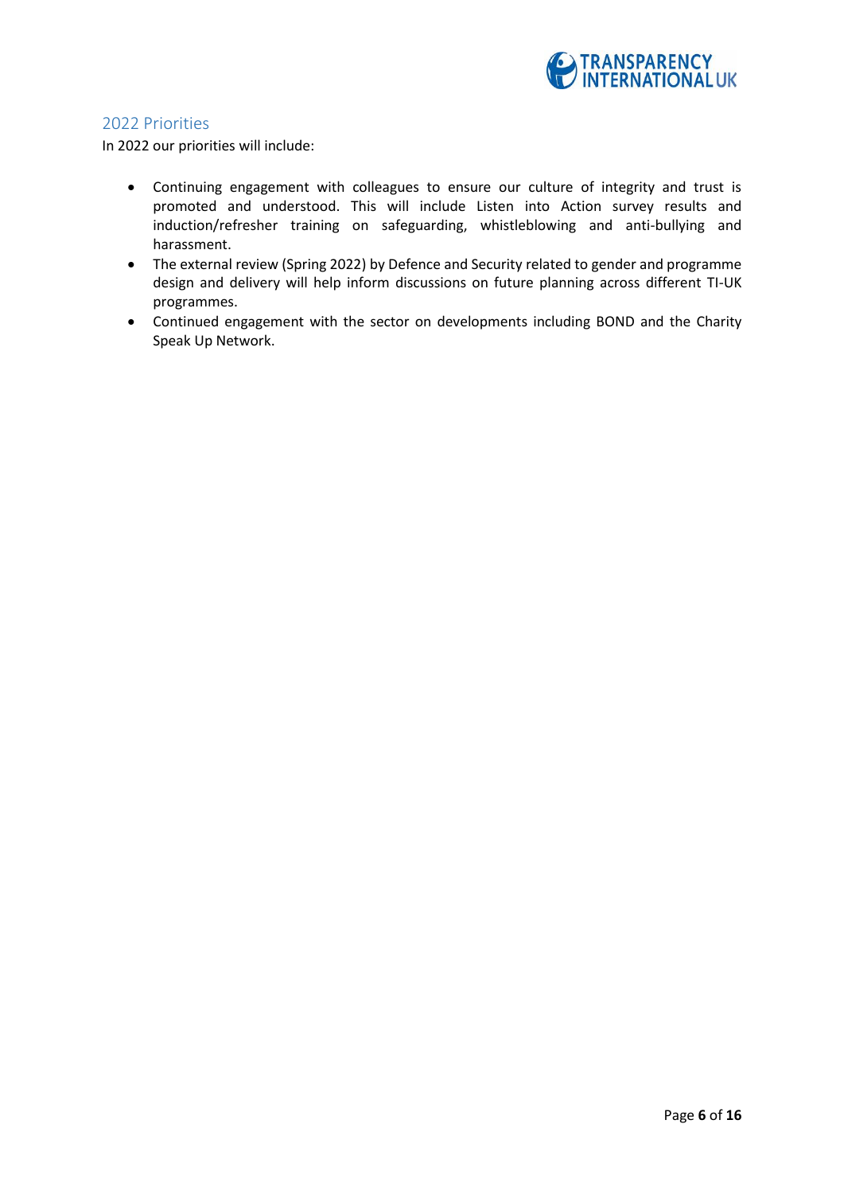## 2022 Priorities

In 2022 our priorities will include:

- Continuing engagement with colleagues to ensure our culture of integrity and trust is promoted and understood. This will include Listen into Action survey results and induction/refresher training on safeguarding, whistleblowing and anti-bullying and harassment.
- The external review (Spring 2022) by Defence and Security related to gender and programme design and delivery will help inform discussions on future planning across different TI-UK programmes.
- Continued engagement with the sector on developments including BOND and the Charity Speak Up Network.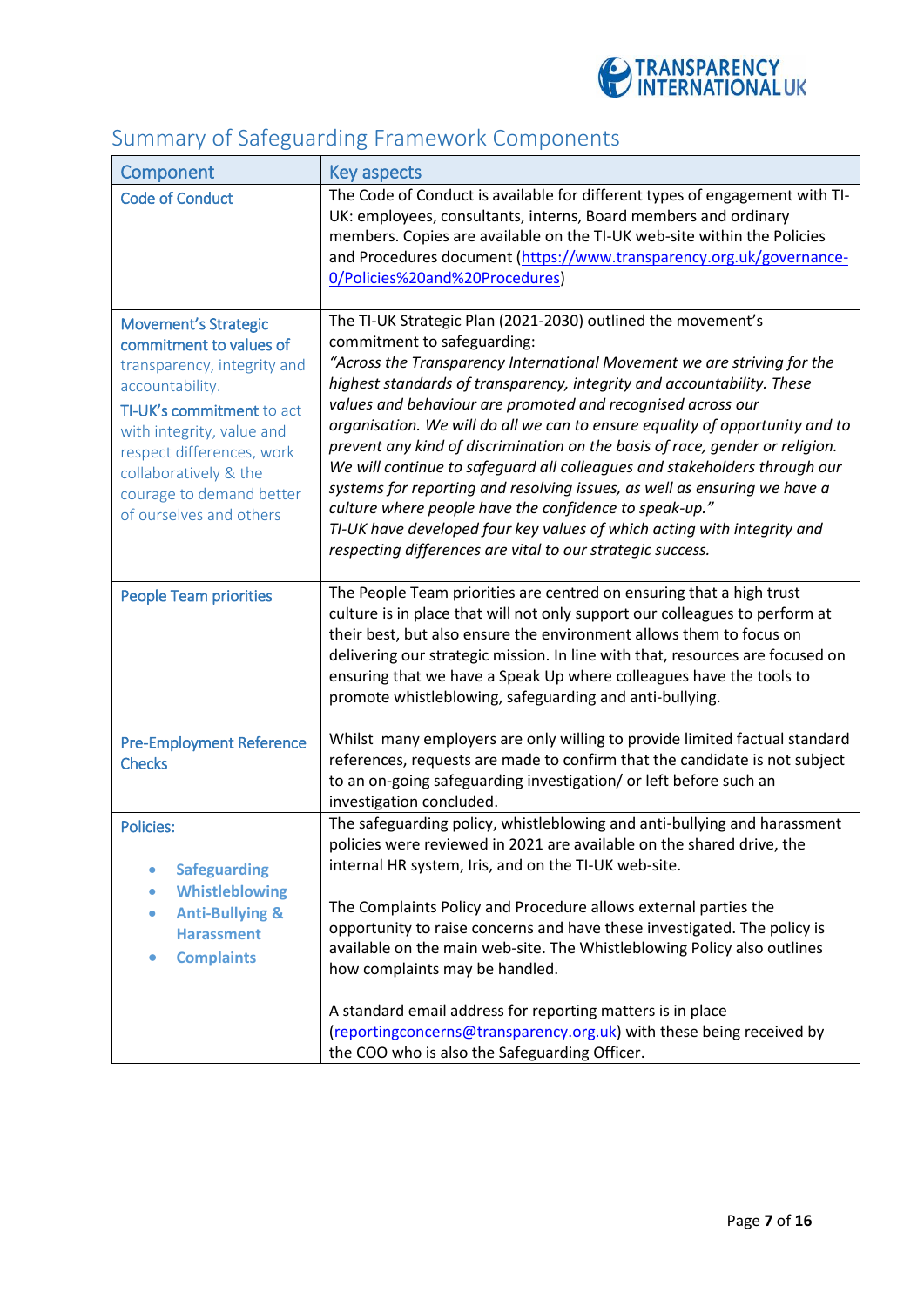## Summary of Safeguarding Framework Components

| Component | Key aspects |
|---|---|
| Code of Conduct | The Code of Conduct is available for different types of engagement with TI-UK: employees, consultants, interns, Board members and ordinary members. Copies are available on the TI-UK web-site within the Policies and Procedures document (https://www.transparency.org.uk/governance-0/Policies%20and%20Procedures) |
| Movement's Strategic commitment to values of transparency, integrity and accountability.<br>TI-UK's commitment to act with integrity, value and respect differences, work collaboratively & the courage to demand better of ourselves and others | The TI-UK Strategic Plan (2021-2030) outlined the movement's commitment to safeguarding:<br>*"Across the Transparency International Movement we are striving for the highest standards of transparency, integrity and accountability. These values and behaviour are promoted and recognised across our organisation. We will do all we can to ensure equality of opportunity and to prevent any kind of discrimination on the basis of race, gender or religion. We will continue to safeguard all colleagues and stakeholders through our systems for reporting and resolving issues, as well as ensuring we have a culture where people have the confidence to speak-up."*<br>*TI-UK have developed four key values of which acting with integrity and respecting differences are vital to our strategic success.* |
| People Team priorities | The People Team priorities are centred on ensuring that a high trust culture is in place that will not only support our colleagues to perform at their best, but also ensure the environment allows them to focus on delivering our strategic mission. In line with that, resources are focused on ensuring that we have a Speak Up where colleagues have the tools to promote whistleblowing, safeguarding and anti-bullying. |
| Pre-Employment Reference Checks | Whilst many employers are only willing to provide limited factual standard references, requests are made to confirm that the candidate is not subject to an on-going safeguarding investigation/ or left before such an investigation concluded. |
| Policies:<br>• **Safeguarding**<br>• **Whistleblowing**<br>• **Anti-Bullying & Harassment**<br>• **Complaints** | The safeguarding policy, whistleblowing and anti-bullying and harassment policies were reviewed in 2021 are available on the shared drive, the internal HR system, Iris, and on the TI-UK web-site.<br><br>The Complaints Policy and Procedure allows external parties the opportunity to raise concerns and have these investigated. The policy is available on the main web-site. The Whistleblowing Policy also outlines how complaints may be handled.<br><br>A standard email address for reporting matters is in place (reportingconcerns@transparency.org.uk) with these being received by the COO who is also the Safeguarding Officer. |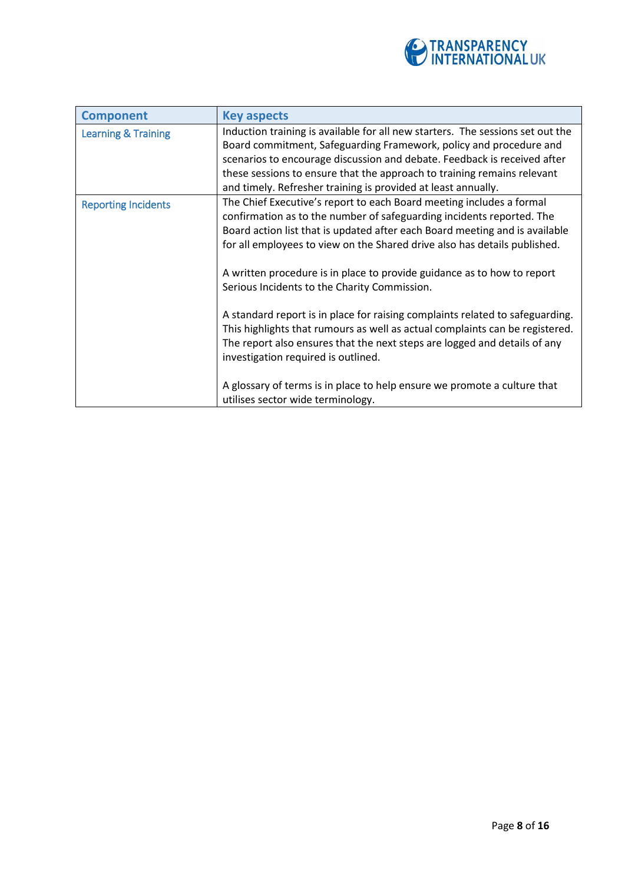| Component | Key aspects |
|---|---|
| Learning & Training | Induction training is available for all new starters. The sessions set out the Board commitment, Safeguarding Framework, policy and procedure and scenarios to encourage discussion and debate. Feedback is received after these sessions to ensure that the approach to training remains relevant and timely. Refresher training is provided at least annually. |
| Reporting Incidents | The Chief Executive's report to each Board meeting includes a formal confirmation as to the number of safeguarding incidents reported. The Board action list that is updated after each Board meeting and is available for all employees to view on the Shared drive also has details published.<br><br>A written procedure is in place to provide guidance as to how to report Serious Incidents to the Charity Commission.<br><br>A standard report is in place for raising complaints related to safeguarding. This highlights that rumours as well as actual complaints can be registered. The report also ensures that the next steps are logged and details of any investigation required is outlined.<br><br>A glossary of terms is in place to help ensure we promote a culture that utilises sector wide terminology. |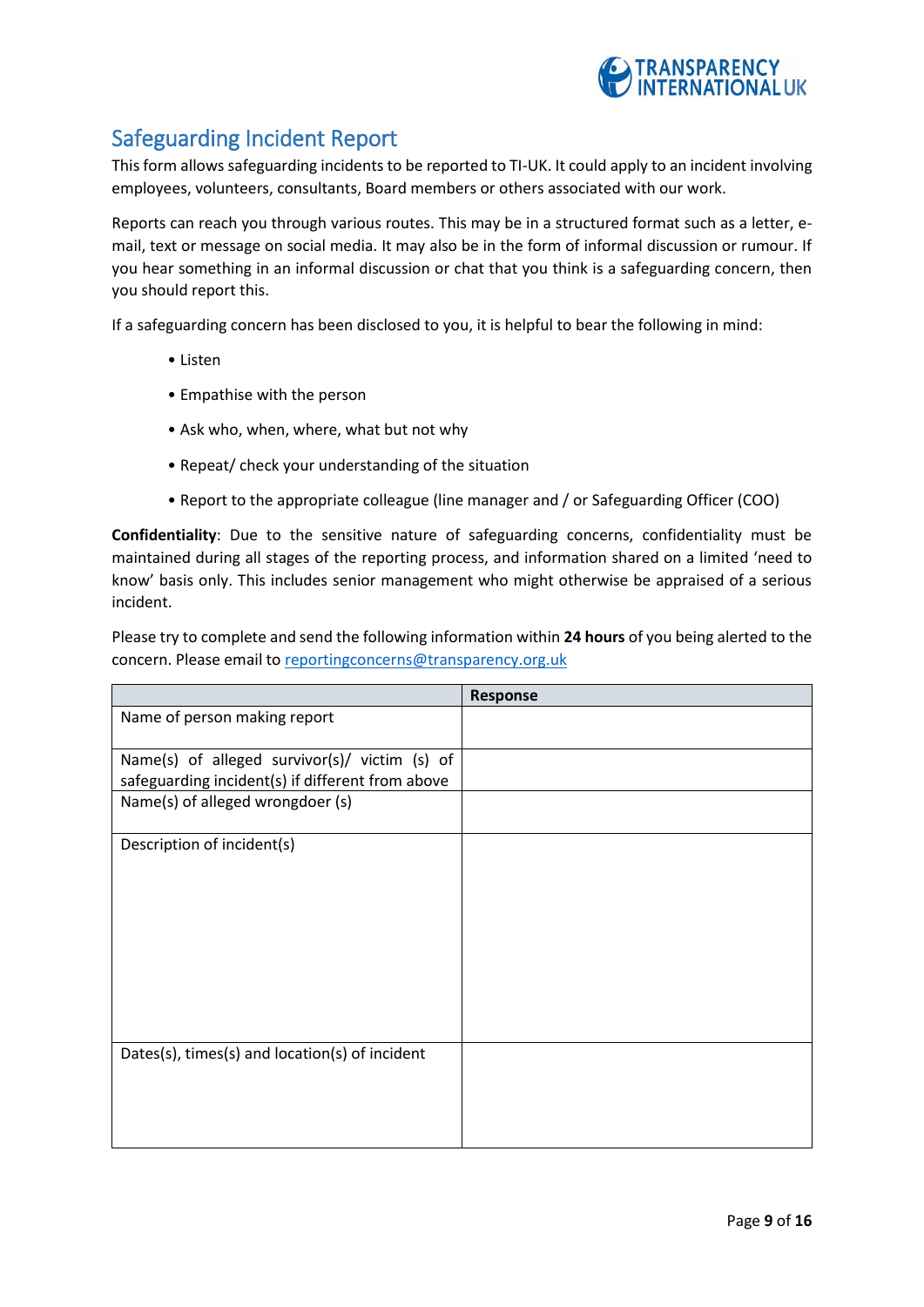## Safeguarding Incident Report

This form allows safeguarding incidents to be reported to TI-UK. It could apply to an incident involving employees, volunteers, consultants, Board members or others associated with our work.

Reports can reach you through various routes. This may be in a structured format such as a letter, e-mail, text or message on social media. It may also be in the form of informal discussion or rumour. If you hear something in an informal discussion or chat that you think is a safeguarding concern, then you should report this.

If a safeguarding concern has been disclosed to you, it is helpful to bear the following in mind:

- Listen
- Empathise with the person
- Ask who, when, where, what but not why
- Repeat/ check your understanding of the situation
- Report to the appropriate colleague (line manager and / or Safeguarding Officer (COO)

**Confidentiality**: Due to the sensitive nature of safeguarding concerns, confidentiality must be maintained during all stages of the reporting process, and information shared on a limited 'need to know' basis only. This includes senior management who might otherwise be appraised of a serious incident.

Please try to complete and send the following information within **24 hours** of you being alerted to the concern. Please email to reportingconcerns@transparency.org.uk

| | Response |
|---|---|
| Name of person making report | |
| Name(s) of alleged survivor(s)/ victim (s) of safeguarding incident(s) if different from above | |
| Name(s) of alleged wrongdoer (s) | |
| Description of incident(s) | |
| Dates(s), times(s) and location(s) of incident | |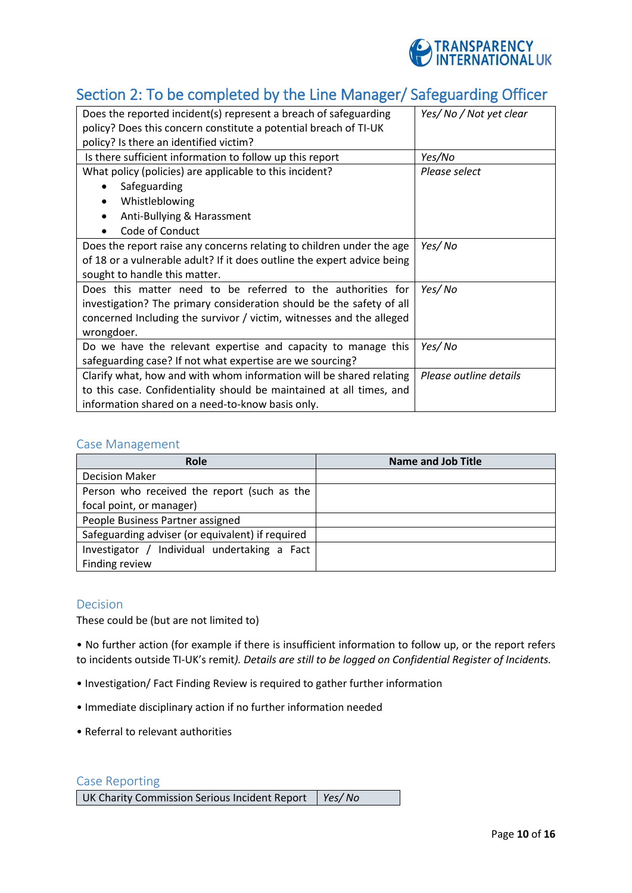## Section 2: To be completed by the Line Manager/ Safeguarding Officer

| | |
|---|---|
| Does the reported incident(s) represent a breach of safeguarding policy? Does this concern constitute a potential breach of TI-UK policy? Is there an identified victim? | *Yes/ No / Not yet clear* |
| Is there sufficient information to follow up this report | *Yes/No* |
| What policy (policies) are applicable to this incident?<br>• Safeguarding<br>• Whistleblowing<br>• Anti-Bullying & Harassment<br>• Code of Conduct | *Please select* |
| Does the report raise any concerns relating to children under the age of 18 or a vulnerable adult? If it does outline the expert advice being sought to handle this matter. | *Yes/ No* |
| Does this matter need to be referred to the authorities for investigation? The primary consideration should be the safety of all concerned Including the survivor / victim, witnesses and the alleged wrongdoer. | *Yes/ No* |
| Do we have the relevant expertise and capacity to manage this safeguarding case? If not what expertise are we sourcing? | *Yes/ No* |
| Clarify what, how and with whom information will be shared relating to this case. Confidentiality should be maintained at all times, and information shared on a need-to-know basis only. | *Please outline details* |

### Case Management

| Role | Name and Job Title |
|---|---|
| Decision Maker | |
| Person who received the report (such as the focal point, or manager) | |
| People Business Partner assigned | |
| Safeguarding adviser (or equivalent) if required | |
| Investigator / Individual undertaking a Fact Finding review | |

### Decision

These could be (but are not limited to)

• No further action (for example if there is insufficient information to follow up, or the report refers to incidents outside TI-UK's remit*). Details are still to be logged on Confidential Register of Incidents.*

• Investigation/ Fact Finding Review is required to gather further information

• Immediate disciplinary action if no further information needed

• Referral to relevant authorities

### Case Reporting

| | |
|---|---|
| UK Charity Commission Serious Incident Report | *Yes/ No* |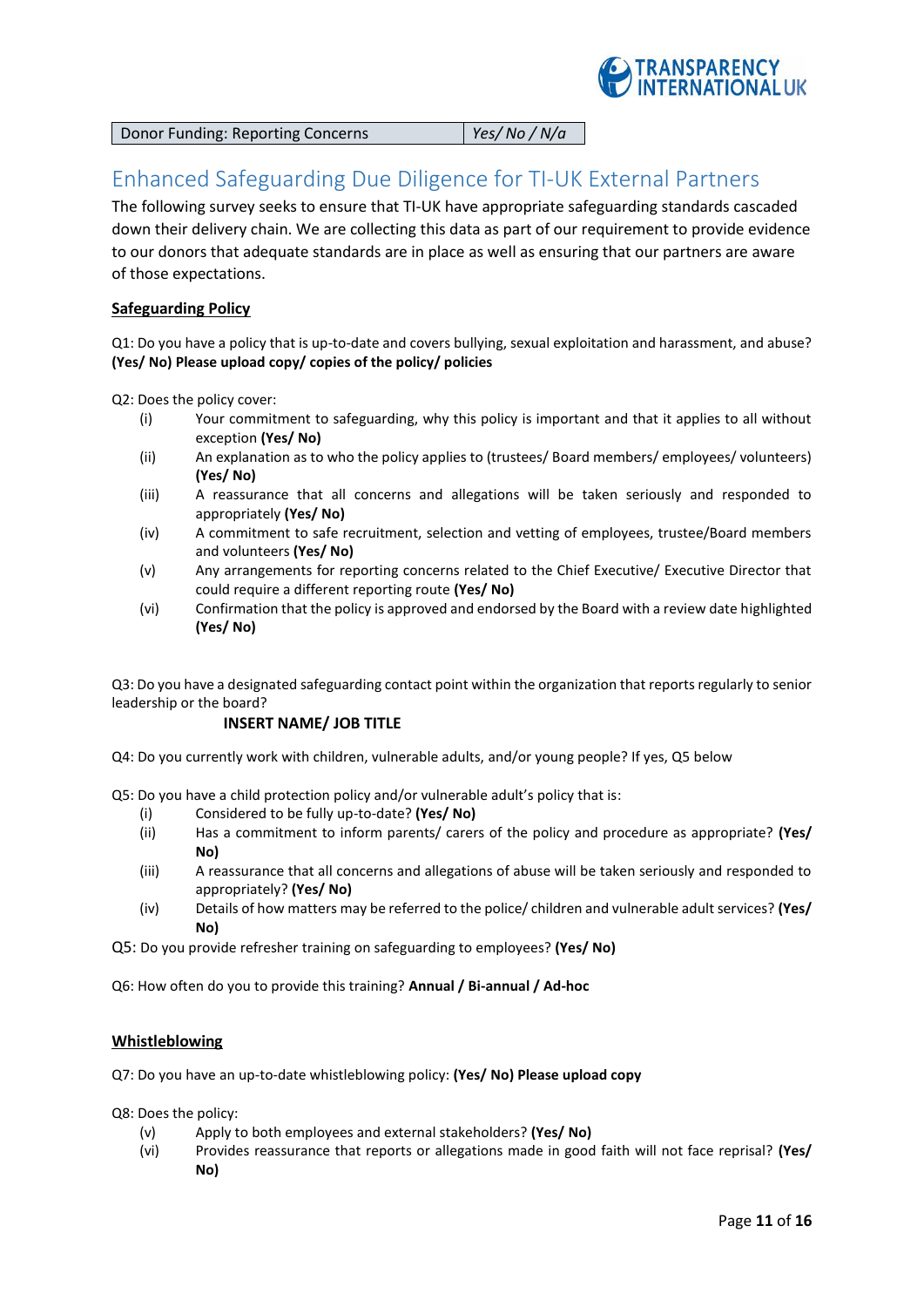| Donor Funding: Reporting Concerns | *Yes/ No / N/a* |
|---|---|

# Enhanced Safeguarding Due Diligence for TI-UK External Partners

The following survey seeks to ensure that TI-UK have appropriate safeguarding standards cascaded down their delivery chain. We are collecting this data as part of our requirement to provide evidence to our donors that adequate standards are in place as well as ensuring that our partners are aware of those expectations.

**Safeguarding Policy**

Q1: Do you have a policy that is up-to-date and covers bullying, sexual exploitation and harassment, and abuse? **(Yes/ No) Please upload copy/ copies of the policy/ policies**

Q2: Does the policy cover:

(i) Your commitment to safeguarding, why this policy is important and that it applies to all without exception **(Yes/ No)**

(ii) An explanation as to who the policy applies to (trustees/ Board members/ employees/ volunteers) **(Yes/ No)**

(iii) A reassurance that all concerns and allegations will be taken seriously and responded to appropriately **(Yes/ No)**

(iv) A commitment to safe recruitment, selection and vetting of employees, trustee/Board members and volunteers **(Yes/ No)**

(v) Any arrangements for reporting concerns related to the Chief Executive/ Executive Director that could require a different reporting route **(Yes/ No)**

(vi) Confirmation that the policy is approved and endorsed by the Board with a review date highlighted **(Yes/ No)**

Q3: Do you have a designated safeguarding contact point within the organization that reports regularly to senior leadership or the board?

**INSERT NAME/ JOB TITLE**

Q4: Do you currently work with children, vulnerable adults, and/or young people? If yes, Q5 below

Q5: Do you have a child protection policy and/or vulnerable adult's policy that is:

(i) Considered to be fully up-to-date? **(Yes/ No)**

(ii) Has a commitment to inform parents/ carers of the policy and procedure as appropriate? **(Yes/ No)**

(iii) A reassurance that all concerns and allegations of abuse will be taken seriously and responded to appropriately? **(Yes/ No)**

(iv) Details of how matters may be referred to the police/ children and vulnerable adult services? **(Yes/ No)**

Q5: Do you provide refresher training on safeguarding to employees? **(Yes/ No)**

Q6: How often do you to provide this training? **Annual / Bi-annual / Ad-hoc**

**Whistleblowing**

Q7: Do you have an up-to-date whistleblowing policy: **(Yes/ No) Please upload copy**

Q8: Does the policy:

(v) Apply to both employees and external stakeholders? **(Yes/ No)**

(vi) Provides reassurance that reports or allegations made in good faith will not face reprisal? **(Yes/ No)**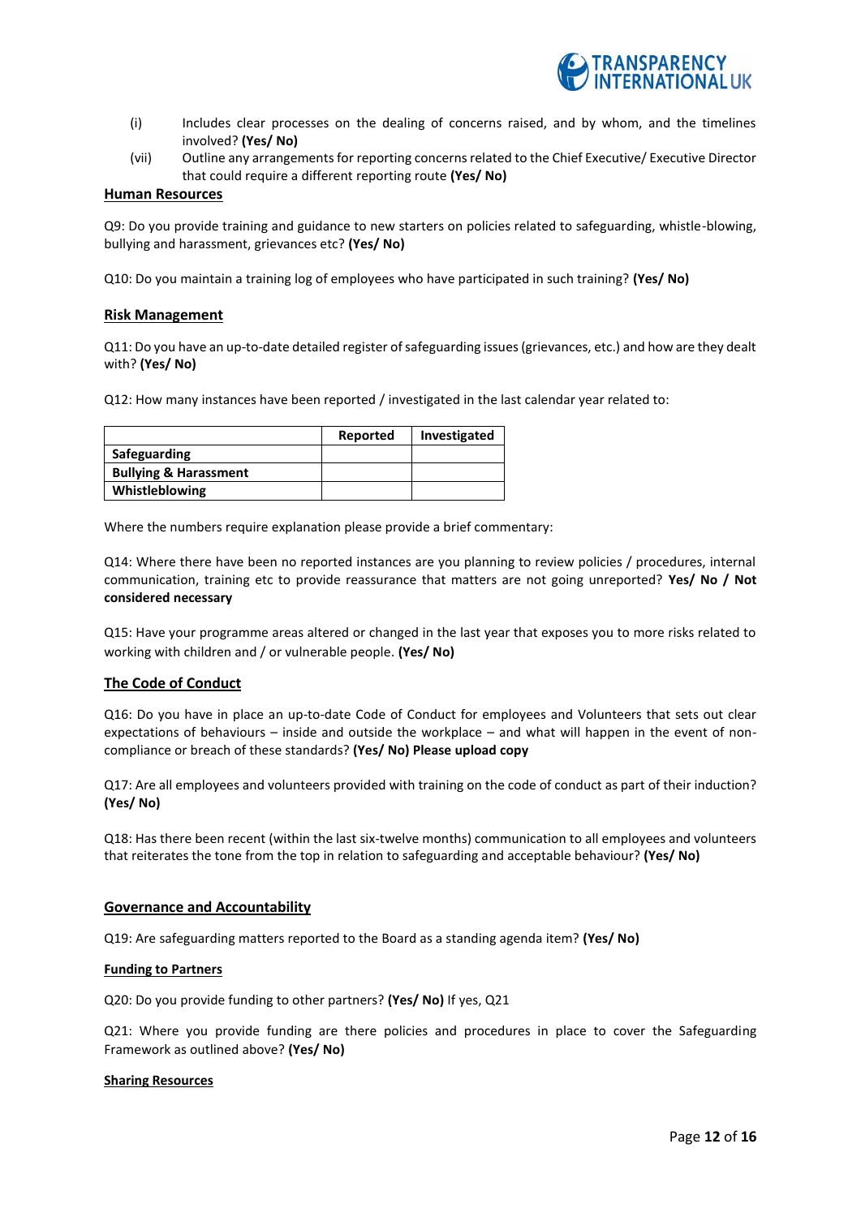(i) Includes clear processes on the dealing of concerns raised, and by whom, and the timelines involved? **(Yes/ No)**

(vii) Outline any arrangements for reporting concerns related to the Chief Executive/ Executive Director that could require a different reporting route **(Yes/ No)**

## Human Resources

Q9: Do you provide training and guidance to new starters on policies related to safeguarding, whistle-blowing, bullying and harassment, grievances etc? **(Yes/ No)**

Q10: Do you maintain a training log of employees who have participated in such training? **(Yes/ No)**

## Risk Management

Q11: Do you have an up-to-date detailed register of safeguarding issues (grievances, etc.) and how are they dealt with? **(Yes/ No)**

Q12: How many instances have been reported / investigated in the last calendar year related to:

| | Reported | Investigated |
|---|---|---|
| **Safeguarding** | | |
| **Bullying & Harassment** | | |
| **Whistleblowing** | | |

Where the numbers require explanation please provide a brief commentary:

Q14: Where there have been no reported instances are you planning to review policies / procedures, internal communication, training etc to provide reassurance that matters are not going unreported? **Yes/ No / Not considered necessary**

Q15: Have your programme areas altered or changed in the last year that exposes you to more risks related to working with children and / or vulnerable people. **(Yes/ No)**

## The Code of Conduct

Q16: Do you have in place an up-to-date Code of Conduct for employees and Volunteers that sets out clear expectations of behaviours – inside and outside the workplace – and what will happen in the event of non-compliance or breach of these standards? **(Yes/ No) Please upload copy**

Q17: Are all employees and volunteers provided with training on the code of conduct as part of their induction? **(Yes/ No)**

Q18: Has there been recent (within the last six-twelve months) communication to all employees and volunteers that reiterates the tone from the top in relation to safeguarding and acceptable behaviour? **(Yes/ No)**

## Governance and Accountability

Q19: Are safeguarding matters reported to the Board as a standing agenda item? **(Yes/ No)**

### Funding to Partners

Q20: Do you provide funding to other partners? **(Yes/ No)** If yes, Q21

Q21: Where you provide funding are there policies and procedures in place to cover the Safeguarding Framework as outlined above? **(Yes/ No)**

### Sharing Resources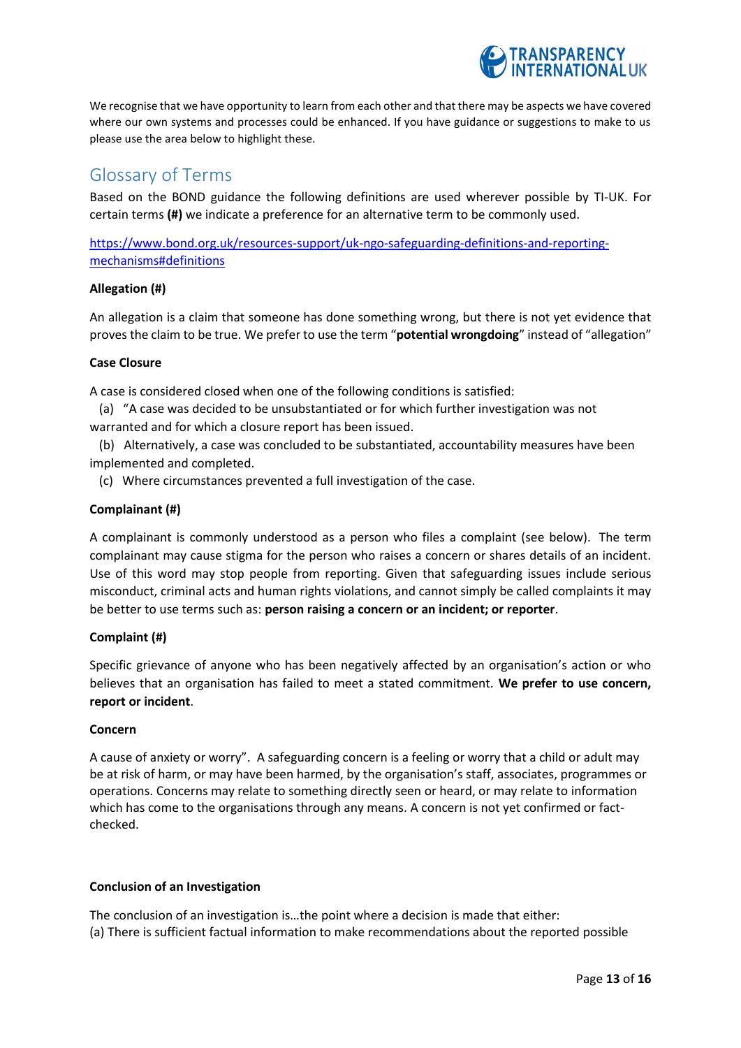We recognise that we have opportunity to learn from each other and that there may be aspects we have covered where our own systems and processes could be enhanced. If you have guidance or suggestions to make to us please use the area below to highlight these.

## Glossary of Terms

Based on the BOND guidance the following definitions are used wherever possible by TI-UK. For certain terms **(#)** we indicate a preference for an alternative term to be commonly used.

[https://www.bond.org.uk/resources-support/uk-ngo-safeguarding-definitions-and-reporting-mechanisms#definitions](https://www.bond.org.uk/resources-support/uk-ngo-safeguarding-definitions-and-reporting-mechanisms#definitions)

**Allegation (#)**

An allegation is a claim that someone has done something wrong, but there is not yet evidence that proves the claim to be true. We prefer to use the term "**potential wrongdoing**" instead of "allegation"

**Case Closure**

A case is considered closed when one of the following conditions is satisfied:

(a) "A case was decided to be unsubstantiated or for which further investigation was not warranted and for which a closure report has been issued.

(b) Alternatively, a case was concluded to be substantiated, accountability measures have been implemented and completed.

(c) Where circumstances prevented a full investigation of the case.

**Complainant (#)**

A complainant is commonly understood as a person who files a complaint (see below). The term complainant may cause stigma for the person who raises a concern or shares details of an incident. Use of this word may stop people from reporting. Given that safeguarding issues include serious misconduct, criminal acts and human rights violations, and cannot simply be called complaints it may be better to use terms such as: **person raising a concern or an incident; or reporter**.

**Complaint (#)**

Specific grievance of anyone who has been negatively affected by an organisation's action or who believes that an organisation has failed to meet a stated commitment. **We prefer to use concern, report or incident**.

**Concern**

A cause of anxiety or worry". A safeguarding concern is a feeling or worry that a child or adult may be at risk of harm, or may have been harmed, by the organisation's staff, associates, programmes or operations. Concerns may relate to something directly seen or heard, or may relate to information which has come to the organisations through any means. A concern is not yet confirmed or fact-checked.

**Conclusion of an Investigation**

The conclusion of an investigation is…the point where a decision is made that either:
(a) There is sufficient factual information to make recommendations about the reported possible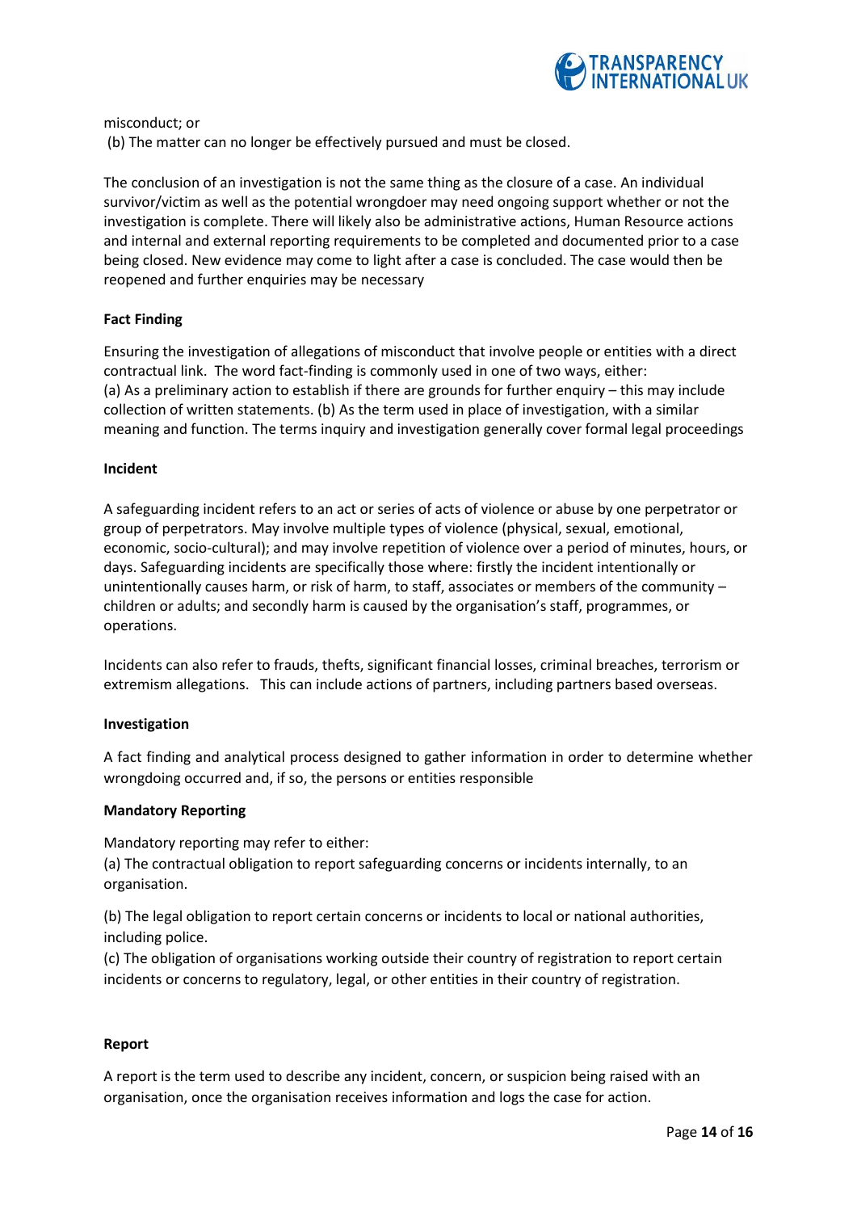misconduct; or

(b) The matter can no longer be effectively pursued and must be closed.

The conclusion of an investigation is not the same thing as the closure of a case. An individual survivor/victim as well as the potential wrongdoer may need ongoing support whether or not the investigation is complete. There will likely also be administrative actions, Human Resource actions and internal and external reporting requirements to be completed and documented prior to a case being closed. New evidence may come to light after a case is concluded. The case would then be reopened and further enquiries may be necessary

**Fact Finding**

Ensuring the investigation of allegations of misconduct that involve people or entities with a direct contractual link. The word fact-finding is commonly used in one of two ways, either:
(a) As a preliminary action to establish if there are grounds for further enquiry – this may include collection of written statements. (b) As the term used in place of investigation, with a similar meaning and function. The terms inquiry and investigation generally cover formal legal proceedings

**Incident**

A safeguarding incident refers to an act or series of acts of violence or abuse by one perpetrator or group of perpetrators. May involve multiple types of violence (physical, sexual, emotional, economic, socio-cultural); and may involve repetition of violence over a period of minutes, hours, or days. Safeguarding incidents are specifically those where: firstly the incident intentionally or unintentionally causes harm, or risk of harm, to staff, associates or members of the community – children or adults; and secondly harm is caused by the organisation's staff, programmes, or operations.

Incidents can also refer to frauds, thefts, significant financial losses, criminal breaches, terrorism or extremism allegations. This can include actions of partners, including partners based overseas.

**Investigation**

A fact finding and analytical process designed to gather information in order to determine whether wrongdoing occurred and, if so, the persons or entities responsible

**Mandatory Reporting**

Mandatory reporting may refer to either:

(a) The contractual obligation to report safeguarding concerns or incidents internally, to an organisation.

(b) The legal obligation to report certain concerns or incidents to local or national authorities, including police.

(c) The obligation of organisations working outside their country of registration to report certain incidents or concerns to regulatory, legal, or other entities in their country of registration.

**Report**

A report is the term used to describe any incident, concern, or suspicion being raised with an organisation, once the organisation receives information and logs the case for action.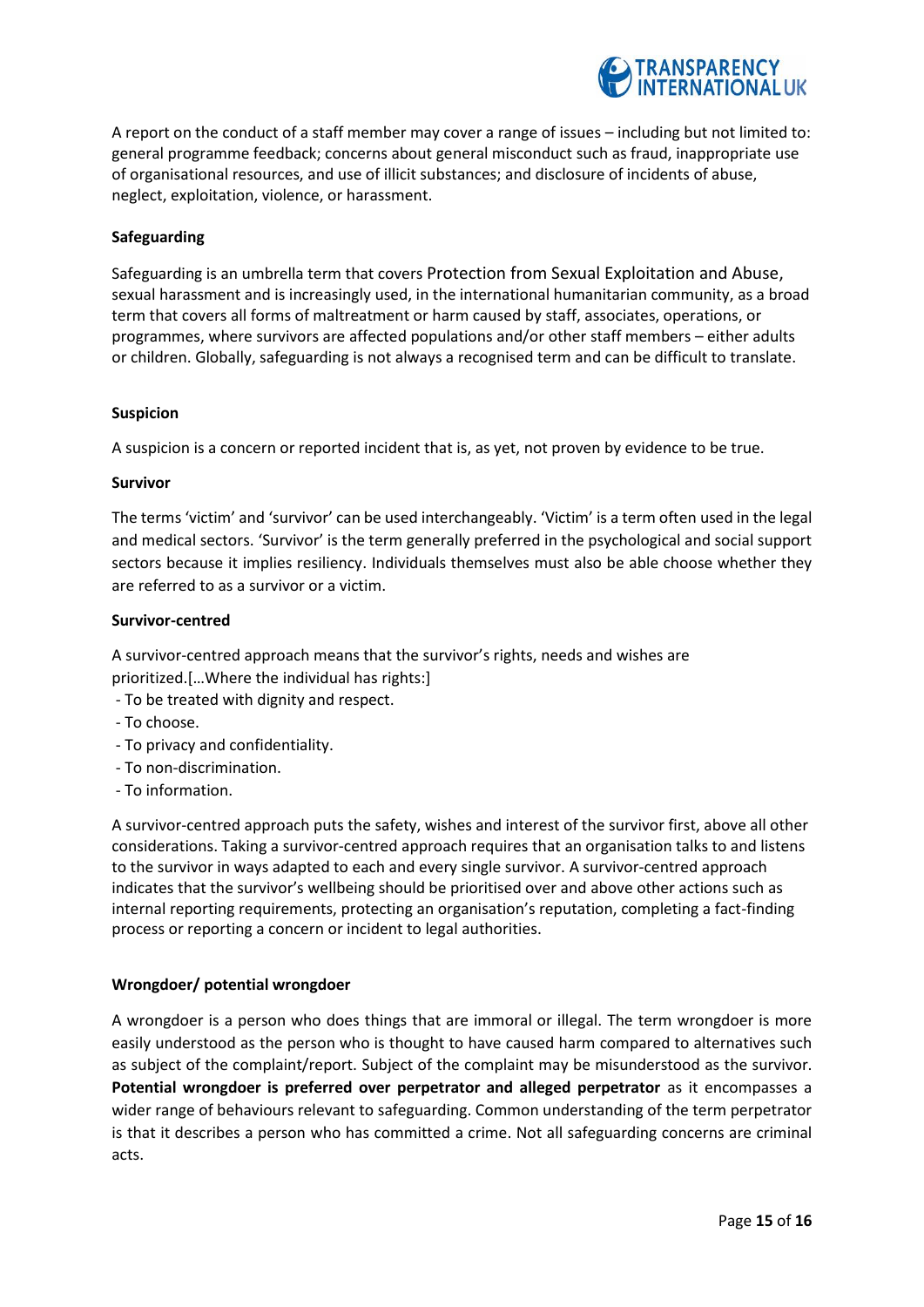A report on the conduct of a staff member may cover a range of issues – including but not limited to: general programme feedback; concerns about general misconduct such as fraud, inappropriate use of organisational resources, and use of illicit substances; and disclosure of incidents of abuse, neglect, exploitation, violence, or harassment.

**Safeguarding**

Safeguarding is an umbrella term that covers Protection from Sexual Exploitation and Abuse, sexual harassment and is increasingly used, in the international humanitarian community, as a broad term that covers all forms of maltreatment or harm caused by staff, associates, operations, or programmes, where survivors are affected populations and/or other staff members – either adults or children. Globally, safeguarding is not always a recognised term and can be difficult to translate.

**Suspicion**

A suspicion is a concern or reported incident that is, as yet, not proven by evidence to be true.

**Survivor**

The terms 'victim' and 'survivor' can be used interchangeably. 'Victim' is a term often used in the legal and medical sectors. 'Survivor' is the term generally preferred in the psychological and social support sectors because it implies resiliency. Individuals themselves must also be able choose whether they are referred to as a survivor or a victim.

**Survivor-centred**

A survivor-centred approach means that the survivor's rights, needs and wishes are prioritized.[…Where the individual has rights:]

- To be treated with dignity and respect.
- To choose.
- To privacy and confidentiality.
- To non-discrimination.
- To information.

A survivor-centred approach puts the safety, wishes and interest of the survivor first, above all other considerations. Taking a survivor-centred approach requires that an organisation talks to and listens to the survivor in ways adapted to each and every single survivor. A survivor-centred approach indicates that the survivor's wellbeing should be prioritised over and above other actions such as internal reporting requirements, protecting an organisation's reputation, completing a fact-finding process or reporting a concern or incident to legal authorities.

**Wrongdoer/ potential wrongdoer**

A wrongdoer is a person who does things that are immoral or illegal. The term wrongdoer is more easily understood as the person who is thought to have caused harm compared to alternatives such as subject of the complaint/report. Subject of the complaint may be misunderstood as the survivor. **Potential wrongdoer is preferred over perpetrator and alleged perpetrator** as it encompasses a wider range of behaviours relevant to safeguarding. Common understanding of the term perpetrator is that it describes a person who has committed a crime. Not all safeguarding concerns are criminal acts.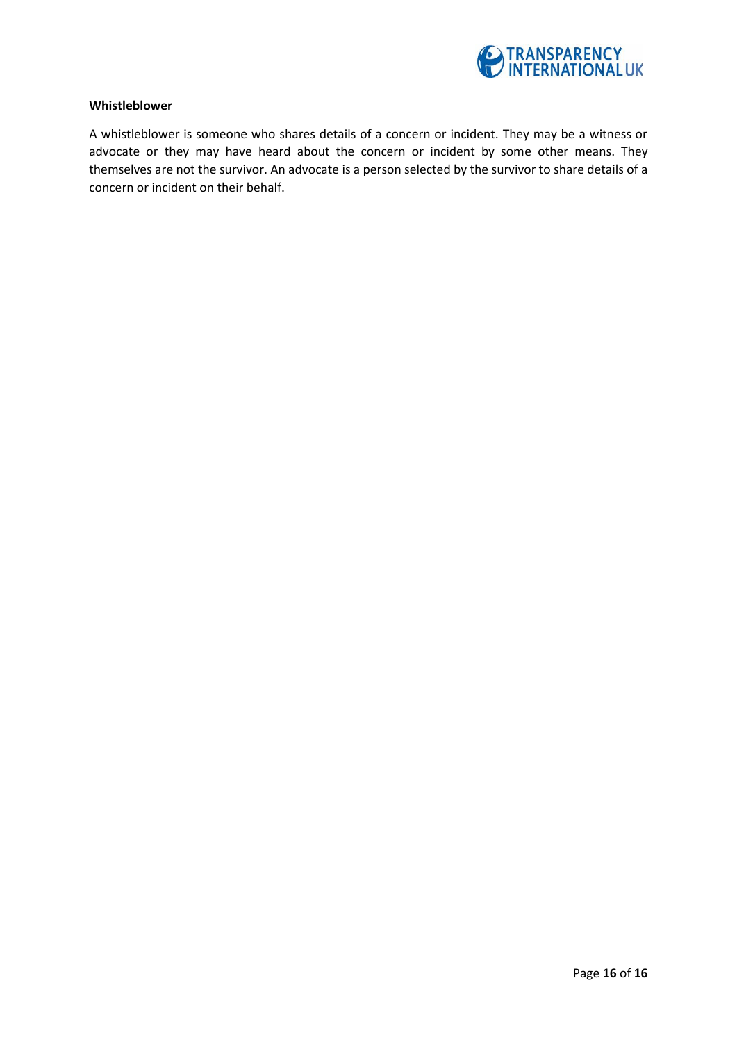**Whistleblower**

A whistleblower is someone who shares details of a concern or incident. They may be a witness or advocate or they may have heard about the concern or incident by some other means. They themselves are not the survivor. An advocate is a person selected by the survivor to share details of a concern or incident on their behalf.